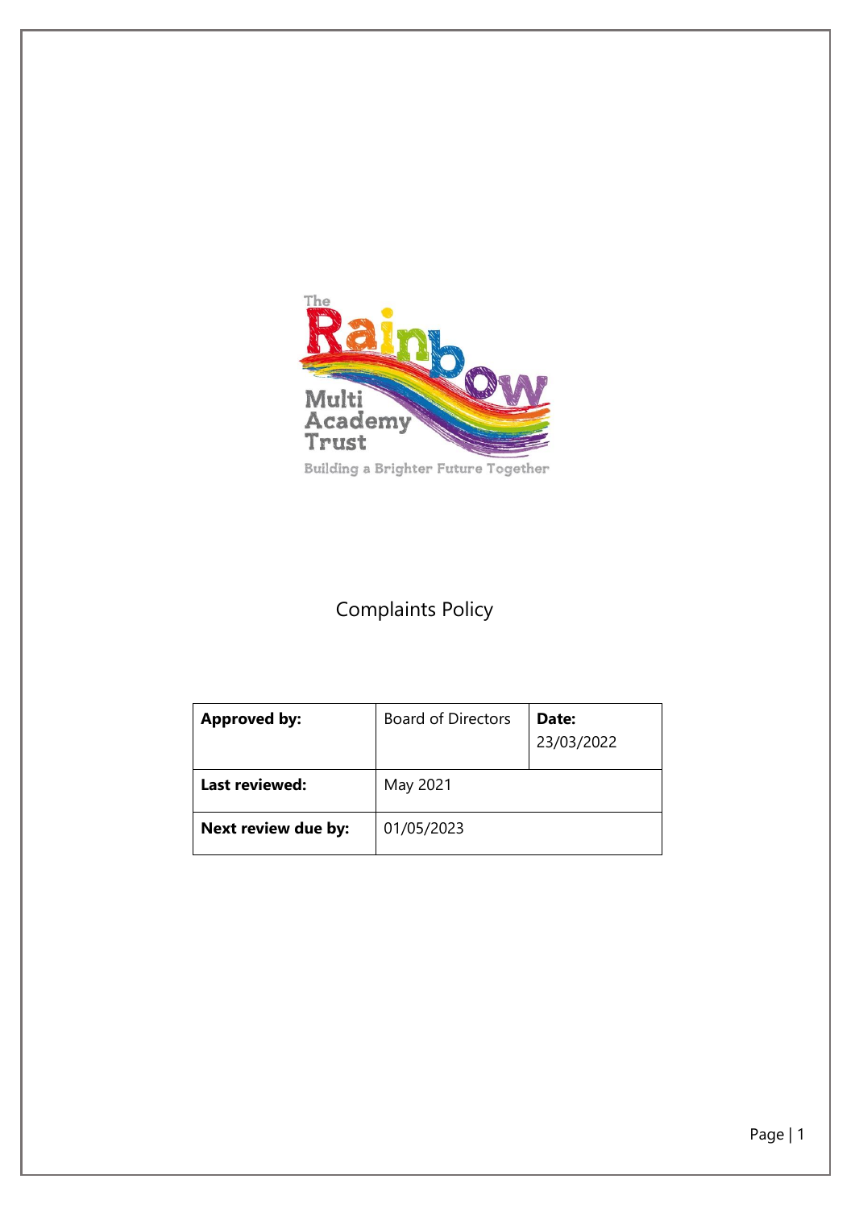# Complaints Policy

| Approved by: | Board of Directors | Date: 23/03/2022 |
|---|---|---|
| Last reviewed: | May 2021 | |
| Next review due by: | 01/05/2023 | |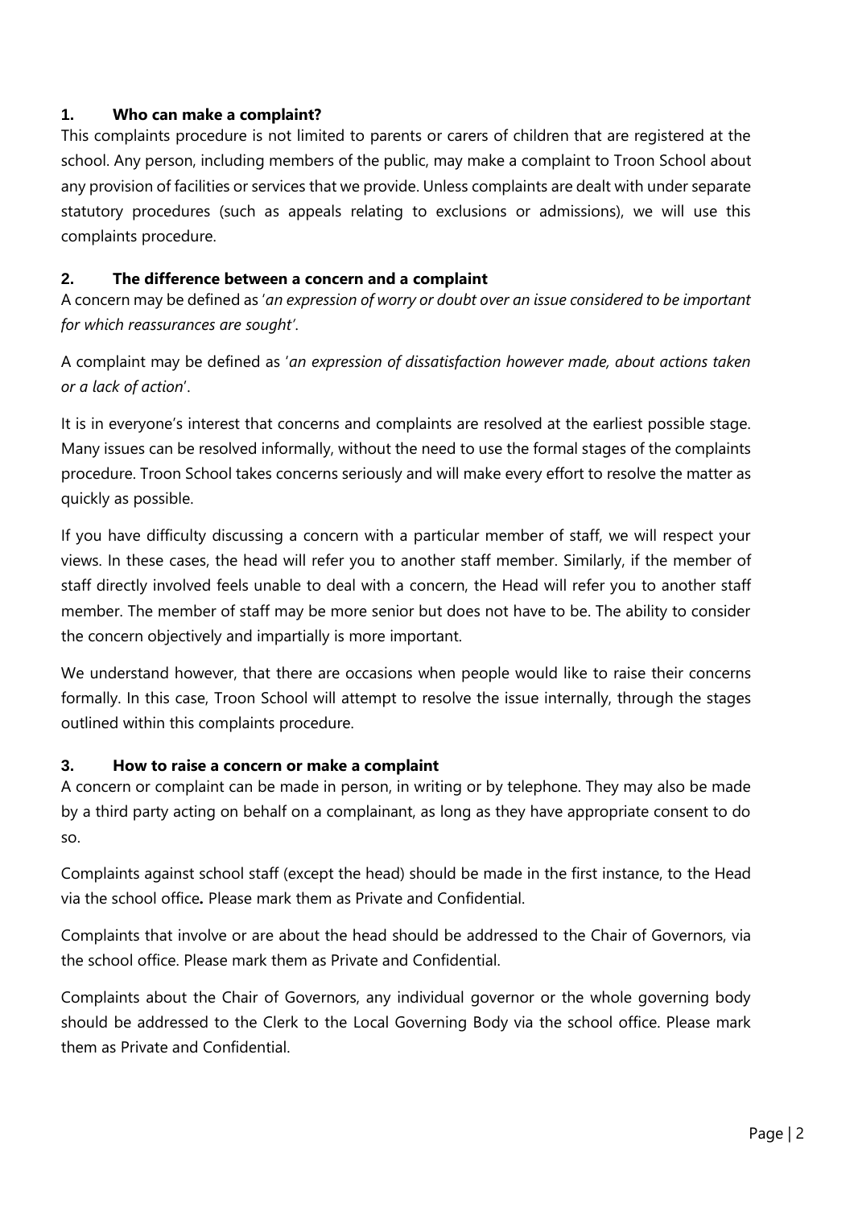## 1. Who can make a complaint?

This complaints procedure is not limited to parents or carers of children that are registered at the school. Any person, including members of the public, may make a complaint to Troon School about any provision of facilities or services that we provide. Unless complaints are dealt with under separate statutory procedures (such as appeals relating to exclusions or admissions), we will use this complaints procedure.

## 2. The difference between a concern and a complaint

A concern may be defined as '*an expression of worry or doubt over an issue considered to be important for which reassurances are sought'*.

A complaint may be defined as '*an expression of dissatisfaction however made, about actions taken or a lack of action*'.

It is in everyone's interest that concerns and complaints are resolved at the earliest possible stage. Many issues can be resolved informally, without the need to use the formal stages of the complaints procedure. Troon School takes concerns seriously and will make every effort to resolve the matter as quickly as possible.

If you have difficulty discussing a concern with a particular member of staff, we will respect your views. In these cases, the head will refer you to another staff member. Similarly, if the member of staff directly involved feels unable to deal with a concern, the Head will refer you to another staff member. The member of staff may be more senior but does not have to be. The ability to consider the concern objectively and impartially is more important.

We understand however, that there are occasions when people would like to raise their concerns formally. In this case, Troon School will attempt to resolve the issue internally, through the stages outlined within this complaints procedure.

## 3. How to raise a concern or make a complaint

A concern or complaint can be made in person, in writing or by telephone. They may also be made by a third party acting on behalf on a complainant, as long as they have appropriate consent to do so.

Complaints against school staff (except the head) should be made in the first instance, to the Head via the school office**.** Please mark them as Private and Confidential.

Complaints that involve or are about the head should be addressed to the Chair of Governors, via the school office. Please mark them as Private and Confidential.

Complaints about the Chair of Governors, any individual governor or the whole governing body should be addressed to the Clerk to the Local Governing Body via the school office. Please mark them as Private and Confidential.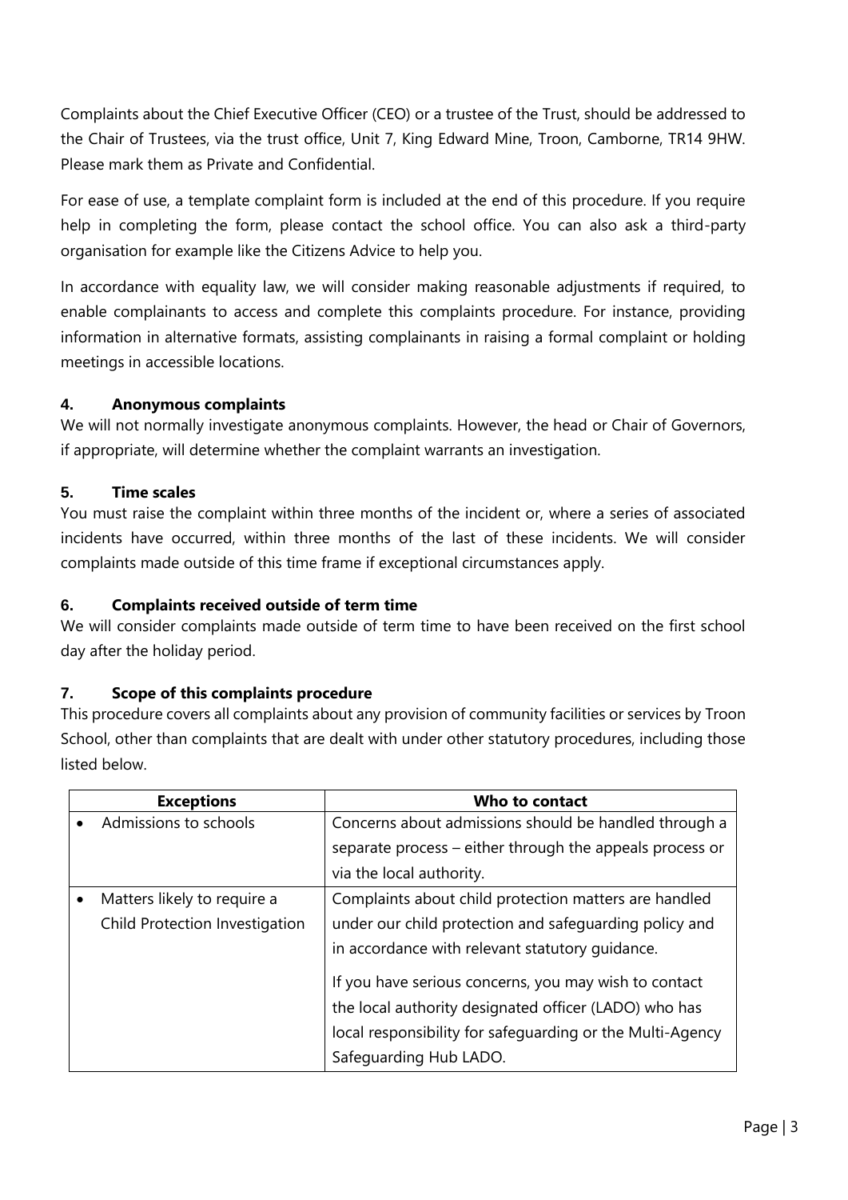Complaints about the Chief Executive Officer (CEO) or a trustee of the Trust, should be addressed to the Chair of Trustees, via the trust office, Unit 7, King Edward Mine, Troon, Camborne, TR14 9HW. Please mark them as Private and Confidential.

For ease of use, a template complaint form is included at the end of this procedure. If you require help in completing the form, please contact the school office. You can also ask a third-party organisation for example like the Citizens Advice to help you.

In accordance with equality law, we will consider making reasonable adjustments if required, to enable complainants to access and complete this complaints procedure. For instance, providing information in alternative formats, assisting complainants in raising a formal complaint or holding meetings in accessible locations.

### 4. Anonymous complaints

We will not normally investigate anonymous complaints. However, the head or Chair of Governors, if appropriate, will determine whether the complaint warrants an investigation.

### 5. Time scales

You must raise the complaint within three months of the incident or, where a series of associated incidents have occurred, within three months of the last of these incidents. We will consider complaints made outside of this time frame if exceptional circumstances apply.

### 6. Complaints received outside of term time

We will consider complaints made outside of term time to have been received on the first school day after the holiday period.

### 7. Scope of this complaints procedure

This procedure covers all complaints about any provision of community facilities or services by Troon School, other than complaints that are dealt with under other statutory procedures, including those listed below.

| Exceptions | Who to contact |
|---|---|
| • Admissions to schools | Concerns about admissions should be handled through a separate process – either through the appeals process or via the local authority. |
| • Matters likely to require a Child Protection Investigation | Complaints about child protection matters are handled under our child protection and safeguarding policy and in accordance with relevant statutory guidance.<br><br>If you have serious concerns, you may wish to contact the local authority designated officer (LADO) who has local responsibility for safeguarding or the Multi-Agency Safeguarding Hub LADO. |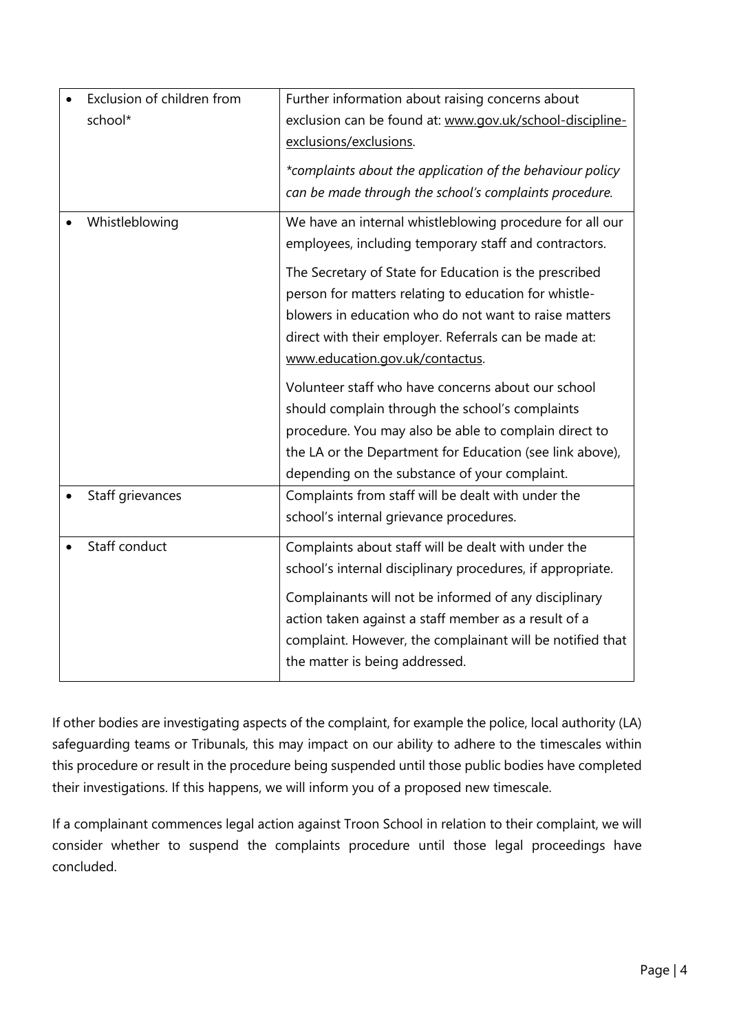| | |
|---|---|
| • Exclusion of children from school* | Further information about raising concerns about exclusion can be found at: www.gov.uk/school-discipline-exclusions/exclusions.<br><br>*\*complaints about the application of the behaviour policy can be made through the school's complaints procedure.* |
| • Whistleblowing | We have an internal whistleblowing procedure for all our employees, including temporary staff and contractors.<br><br>The Secretary of State for Education is the prescribed person for matters relating to education for whistle-blowers in education who do not want to raise matters direct with their employer. Referrals can be made at: www.education.gov.uk/contactus.<br><br>Volunteer staff who have concerns about our school should complain through the school's complaints procedure. You may also be able to complain direct to the LA or the Department for Education (see link above), depending on the substance of your complaint. |
| • Staff grievances | Complaints from staff will be dealt with under the school's internal grievance procedures. |
| • Staff conduct | Complaints about staff will be dealt with under the school's internal disciplinary procedures, if appropriate.<br><br>Complainants will not be informed of any disciplinary action taken against a staff member as a result of a complaint. However, the complainant will be notified that the matter is being addressed. |

If other bodies are investigating aspects of the complaint, for example the police, local authority (LA) safeguarding teams or Tribunals, this may impact on our ability to adhere to the timescales within this procedure or result in the procedure being suspended until those public bodies have completed their investigations. If this happens, we will inform you of a proposed new timescale.

If a complainant commences legal action against Troon School in relation to their complaint, we will consider whether to suspend the complaints procedure until those legal proceedings have concluded.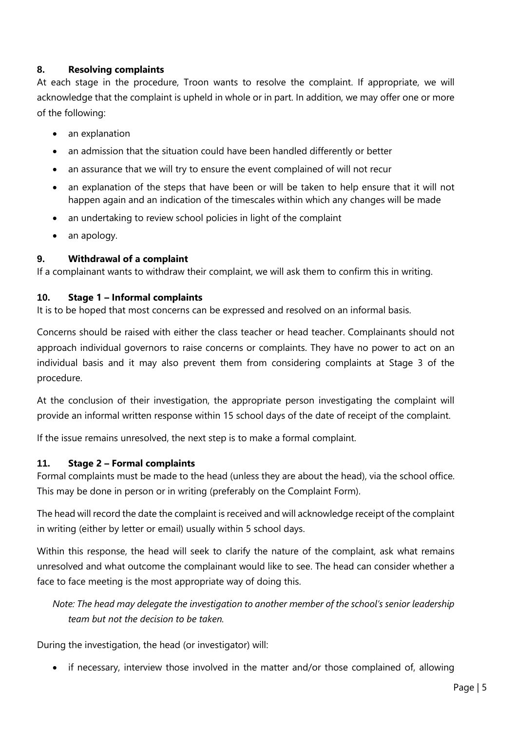## 8. Resolving complaints

At each stage in the procedure, Troon wants to resolve the complaint. If appropriate, we will acknowledge that the complaint is upheld in whole or in part. In addition, we may offer one or more of the following:

- an explanation
- an admission that the situation could have been handled differently or better
- an assurance that we will try to ensure the event complained of will not recur
- an explanation of the steps that have been or will be taken to help ensure that it will not happen again and an indication of the timescales within which any changes will be made
- an undertaking to review school policies in light of the complaint
- an apology.

## 9. Withdrawal of a complaint

If a complainant wants to withdraw their complaint, we will ask them to confirm this in writing.

## 10. Stage 1 – Informal complaints

It is to be hoped that most concerns can be expressed and resolved on an informal basis.

Concerns should be raised with either the class teacher or head teacher. Complainants should not approach individual governors to raise concerns or complaints. They have no power to act on an individual basis and it may also prevent them from considering complaints at Stage 3 of the procedure.

At the conclusion of their investigation, the appropriate person investigating the complaint will provide an informal written response within 15 school days of the date of receipt of the complaint.

If the issue remains unresolved, the next step is to make a formal complaint.

## 11. Stage 2 – Formal complaints

Formal complaints must be made to the head (unless they are about the head), via the school office. This may be done in person or in writing (preferably on the Complaint Form).

The head will record the date the complaint is received and will acknowledge receipt of the complaint in writing (either by letter or email) usually within 5 school days.

Within this response, the head will seek to clarify the nature of the complaint, ask what remains unresolved and what outcome the complainant would like to see. The head can consider whether a face to face meeting is the most appropriate way of doing this.

*Note: The head may delegate the investigation to another member of the school's senior leadership team but not the decision to be taken.*

During the investigation, the head (or investigator) will:

- if necessary, interview those involved in the matter and/or those complained of, allowing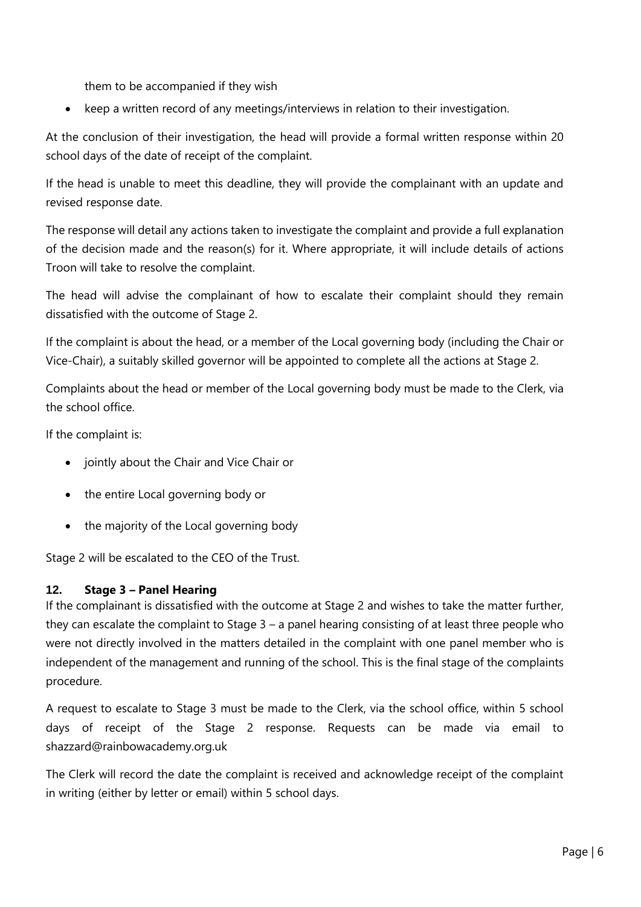them to be accompanied if they wish

- keep a written record of any meetings/interviews in relation to their investigation.

At the conclusion of their investigation, the head will provide a formal written response within 20 school days of the date of receipt of the complaint.

If the head is unable to meet this deadline, they will provide the complainant with an update and revised response date.

The response will detail any actions taken to investigate the complaint and provide a full explanation of the decision made and the reason(s) for it. Where appropriate, it will include details of actions Troon will take to resolve the complaint.

The head will advise the complainant of how to escalate their complaint should they remain dissatisfied with the outcome of Stage 2.

If the complaint is about the head, or a member of the Local governing body (including the Chair or Vice-Chair), a suitably skilled governor will be appointed to complete all the actions at Stage 2.

Complaints about the head or member of the Local governing body must be made to the Clerk, via the school office.

If the complaint is:

- jointly about the Chair and Vice Chair or
- the entire Local governing body or
- the majority of the Local governing body

Stage 2 will be escalated to the CEO of the Trust.

## 12. Stage 3 – Panel Hearing

If the complainant is dissatisfied with the outcome at Stage 2 and wishes to take the matter further, they can escalate the complaint to Stage 3 – a panel hearing consisting of at least three people who were not directly involved in the matters detailed in the complaint with one panel member who is independent of the management and running of the school. This is the final stage of the complaints procedure.

A request to escalate to Stage 3 must be made to the Clerk, via the school office, within 5 school days of receipt of the Stage 2 response. Requests can be made via email to shazzard@rainbowacademy.org.uk

The Clerk will record the date the complaint is received and acknowledge receipt of the complaint in writing (either by letter or email) within 5 school days.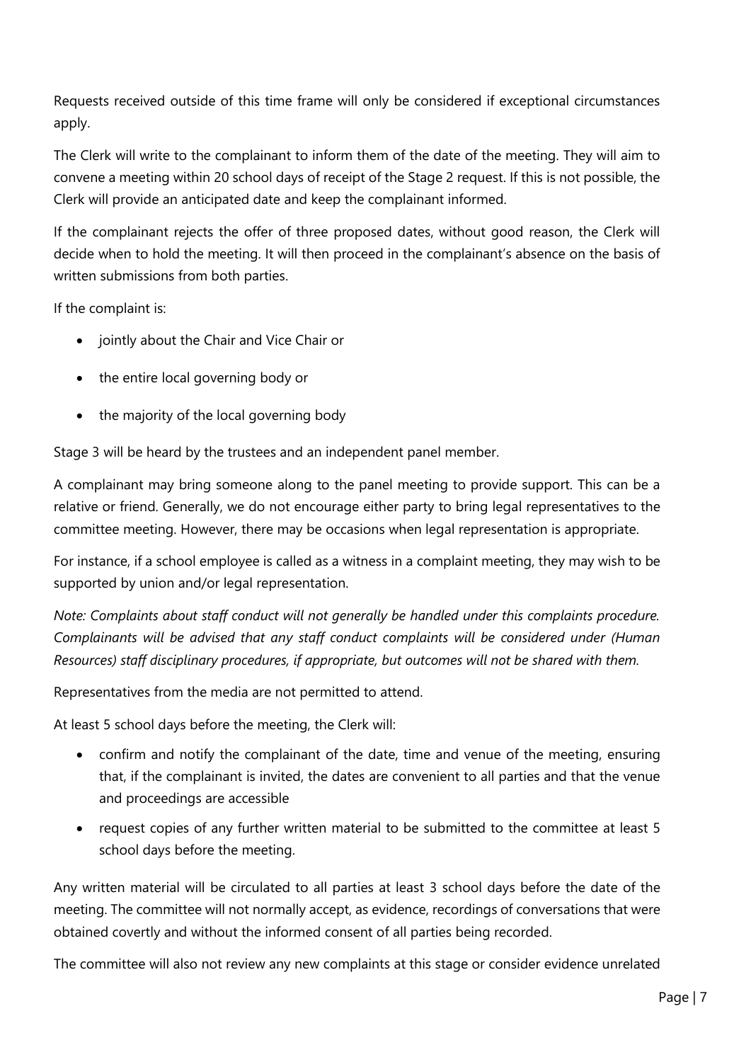Requests received outside of this time frame will only be considered if exceptional circumstances apply.

The Clerk will write to the complainant to inform them of the date of the meeting. They will aim to convene a meeting within 20 school days of receipt of the Stage 2 request. If this is not possible, the Clerk will provide an anticipated date and keep the complainant informed.

If the complainant rejects the offer of three proposed dates, without good reason, the Clerk will decide when to hold the meeting. It will then proceed in the complainant's absence on the basis of written submissions from both parties.

If the complaint is:

- jointly about the Chair and Vice Chair or
- the entire local governing body or
- the majority of the local governing body

Stage 3 will be heard by the trustees and an independent panel member.

A complainant may bring someone along to the panel meeting to provide support. This can be a relative or friend. Generally, we do not encourage either party to bring legal representatives to the committee meeting. However, there may be occasions when legal representation is appropriate.

For instance, if a school employee is called as a witness in a complaint meeting, they may wish to be supported by union and/or legal representation.

*Note: Complaints about staff conduct will not generally be handled under this complaints procedure. Complainants will be advised that any staff conduct complaints will be considered under (Human Resources) staff disciplinary procedures, if appropriate, but outcomes will not be shared with them.*

Representatives from the media are not permitted to attend.

At least 5 school days before the meeting, the Clerk will:

- confirm and notify the complainant of the date, time and venue of the meeting, ensuring that, if the complainant is invited, the dates are convenient to all parties and that the venue and proceedings are accessible
- request copies of any further written material to be submitted to the committee at least 5 school days before the meeting.

Any written material will be circulated to all parties at least 3 school days before the date of the meeting. The committee will not normally accept, as evidence, recordings of conversations that were obtained covertly and without the informed consent of all parties being recorded.

The committee will also not review any new complaints at this stage or consider evidence unrelated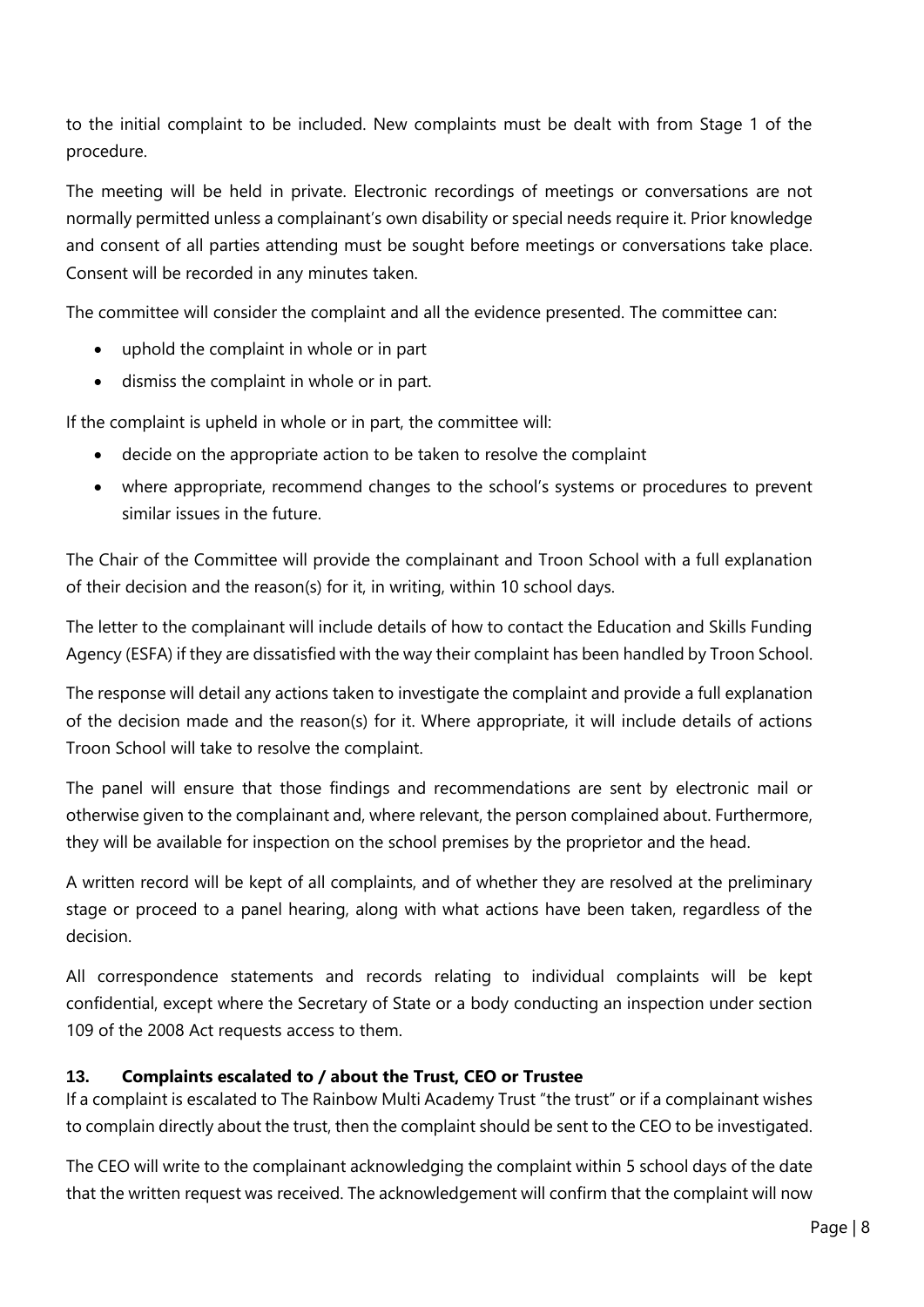to the initial complaint to be included. New complaints must be dealt with from Stage 1 of the procedure.

The meeting will be held in private. Electronic recordings of meetings or conversations are not normally permitted unless a complainant's own disability or special needs require it. Prior knowledge and consent of all parties attending must be sought before meetings or conversations take place. Consent will be recorded in any minutes taken.

The committee will consider the complaint and all the evidence presented. The committee can:

- uphold the complaint in whole or in part
- dismiss the complaint in whole or in part.

If the complaint is upheld in whole or in part, the committee will:

- decide on the appropriate action to be taken to resolve the complaint
- where appropriate, recommend changes to the school's systems or procedures to prevent similar issues in the future.

The Chair of the Committee will provide the complainant and Troon School with a full explanation of their decision and the reason(s) for it, in writing, within 10 school days.

The letter to the complainant will include details of how to contact the Education and Skills Funding Agency (ESFA) if they are dissatisfied with the way their complaint has been handled by Troon School.

The response will detail any actions taken to investigate the complaint and provide a full explanation of the decision made and the reason(s) for it. Where appropriate, it will include details of actions Troon School will take to resolve the complaint.

The panel will ensure that those findings and recommendations are sent by electronic mail or otherwise given to the complainant and, where relevant, the person complained about. Furthermore, they will be available for inspection on the school premises by the proprietor and the head.

A written record will be kept of all complaints, and of whether they are resolved at the preliminary stage or proceed to a panel hearing, along with what actions have been taken, regardless of the decision.

All correspondence statements and records relating to individual complaints will be kept confidential, except where the Secretary of State or a body conducting an inspection under section 109 of the 2008 Act requests access to them.

## 13. Complaints escalated to / about the Trust, CEO or Trustee

If a complaint is escalated to The Rainbow Multi Academy Trust "the trust" or if a complainant wishes to complain directly about the trust, then the complaint should be sent to the CEO to be investigated.

The CEO will write to the complainant acknowledging the complaint within 5 school days of the date that the written request was received. The acknowledgement will confirm that the complaint will now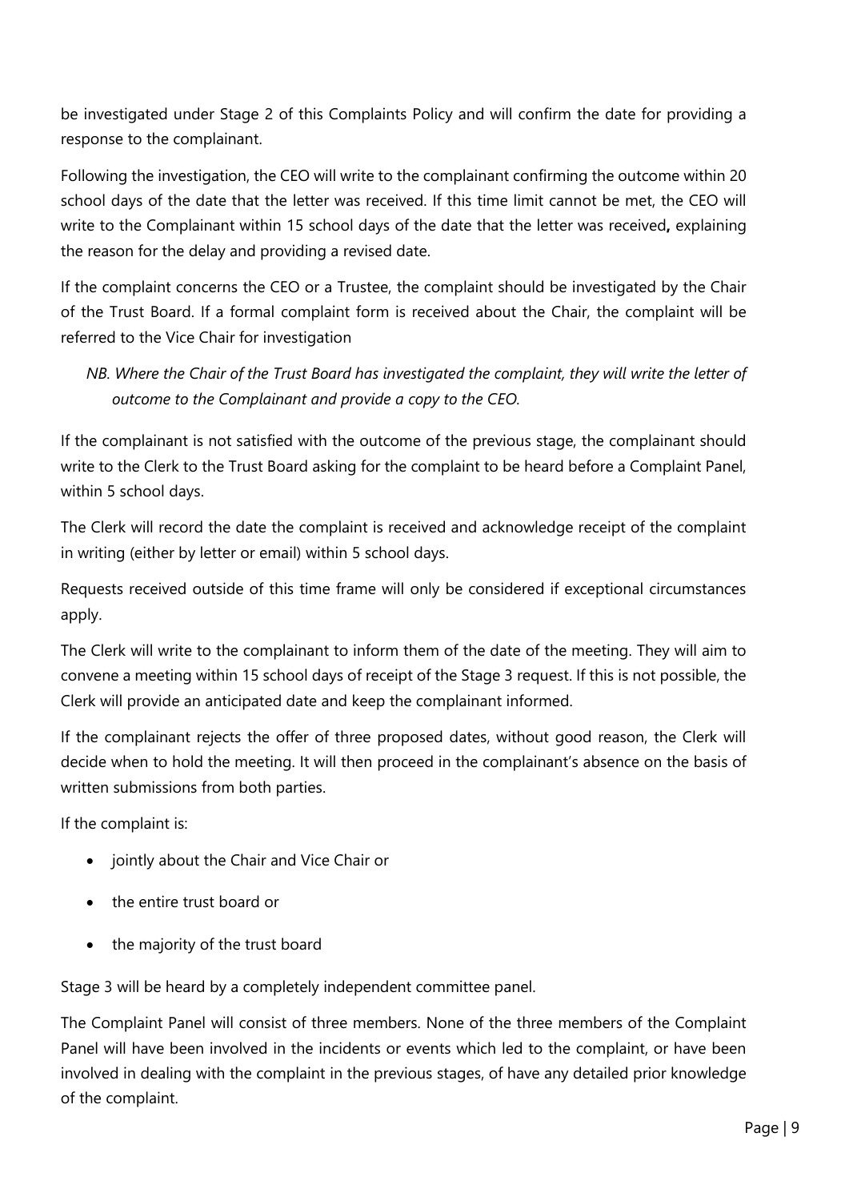be investigated under Stage 2 of this Complaints Policy and will confirm the date for providing a response to the complainant.

Following the investigation, the CEO will write to the complainant confirming the outcome within 20 school days of the date that the letter was received. If this time limit cannot be met, the CEO will write to the Complainant within 15 school days of the date that the letter was received**,** explaining the reason for the delay and providing a revised date.

If the complaint concerns the CEO or a Trustee, the complaint should be investigated by the Chair of the Trust Board. If a formal complaint form is received about the Chair, the complaint will be referred to the Vice Chair for investigation

*NB. Where the Chair of the Trust Board has investigated the complaint, they will write the letter of outcome to the Complainant and provide a copy to the CEO.*

If the complainant is not satisfied with the outcome of the previous stage, the complainant should write to the Clerk to the Trust Board asking for the complaint to be heard before a Complaint Panel, within 5 school days.

The Clerk will record the date the complaint is received and acknowledge receipt of the complaint in writing (either by letter or email) within 5 school days.

Requests received outside of this time frame will only be considered if exceptional circumstances apply.

The Clerk will write to the complainant to inform them of the date of the meeting. They will aim to convene a meeting within 15 school days of receipt of the Stage 3 request. If this is not possible, the Clerk will provide an anticipated date and keep the complainant informed.

If the complainant rejects the offer of three proposed dates, without good reason, the Clerk will decide when to hold the meeting. It will then proceed in the complainant's absence on the basis of written submissions from both parties.

If the complaint is:

- jointly about the Chair and Vice Chair or
- the entire trust board or
- the majority of the trust board

Stage 3 will be heard by a completely independent committee panel.

The Complaint Panel will consist of three members. None of the three members of the Complaint Panel will have been involved in the incidents or events which led to the complaint, or have been involved in dealing with the complaint in the previous stages, of have any detailed prior knowledge of the complaint.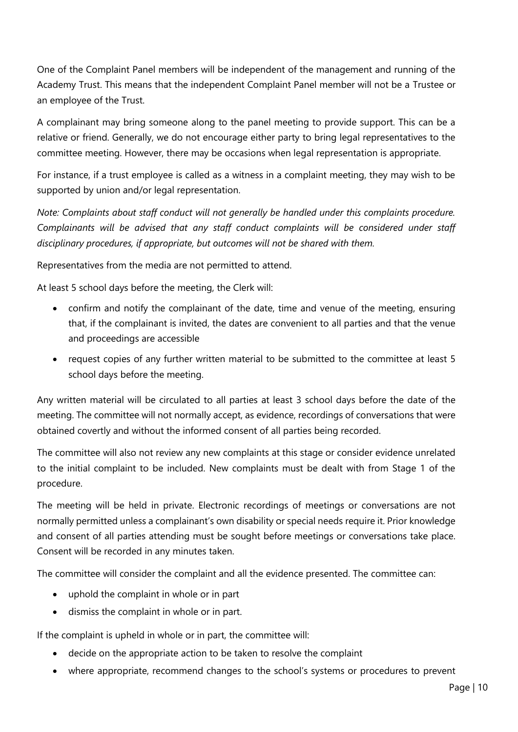One of the Complaint Panel members will be independent of the management and running of the Academy Trust. This means that the independent Complaint Panel member will not be a Trustee or an employee of the Trust.

A complainant may bring someone along to the panel meeting to provide support. This can be a relative or friend. Generally, we do not encourage either party to bring legal representatives to the committee meeting. However, there may be occasions when legal representation is appropriate.

For instance, if a trust employee is called as a witness in a complaint meeting, they may wish to be supported by union and/or legal representation.

*Note: Complaints about staff conduct will not generally be handled under this complaints procedure. Complainants will be advised that any staff conduct complaints will be considered under staff disciplinary procedures, if appropriate, but outcomes will not be shared with them.*

Representatives from the media are not permitted to attend.

At least 5 school days before the meeting, the Clerk will:

- confirm and notify the complainant of the date, time and venue of the meeting, ensuring that, if the complainant is invited, the dates are convenient to all parties and that the venue and proceedings are accessible
- request copies of any further written material to be submitted to the committee at least 5 school days before the meeting.

Any written material will be circulated to all parties at least 3 school days before the date of the meeting. The committee will not normally accept, as evidence, recordings of conversations that were obtained covertly and without the informed consent of all parties being recorded.

The committee will also not review any new complaints at this stage or consider evidence unrelated to the initial complaint to be included. New complaints must be dealt with from Stage 1 of the procedure.

The meeting will be held in private. Electronic recordings of meetings or conversations are not normally permitted unless a complainant's own disability or special needs require it. Prior knowledge and consent of all parties attending must be sought before meetings or conversations take place. Consent will be recorded in any minutes taken.

The committee will consider the complaint and all the evidence presented. The committee can:

- uphold the complaint in whole or in part
- dismiss the complaint in whole or in part.

If the complaint is upheld in whole or in part, the committee will:

- decide on the appropriate action to be taken to resolve the complaint
- where appropriate, recommend changes to the school's systems or procedures to prevent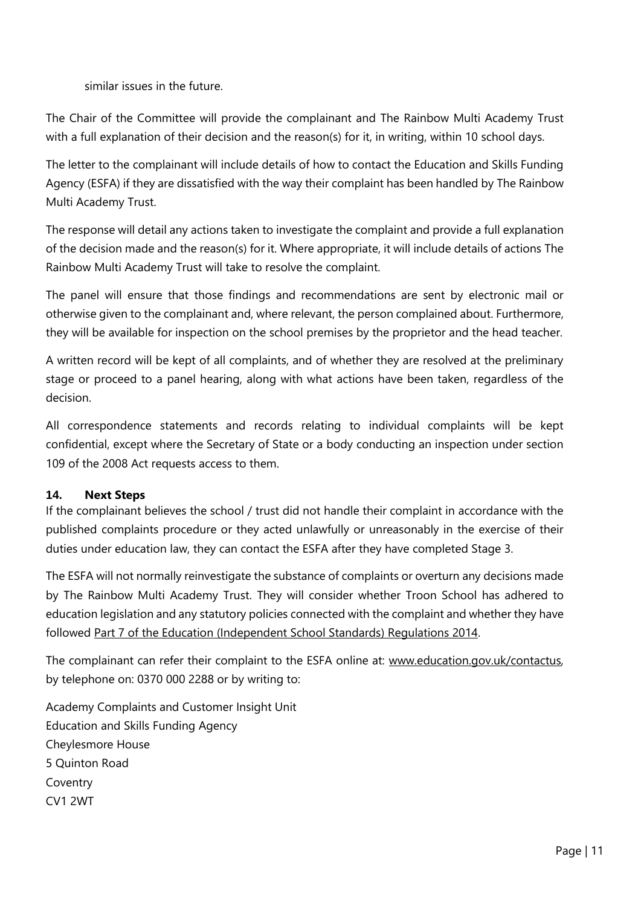similar issues in the future.

The Chair of the Committee will provide the complainant and The Rainbow Multi Academy Trust with a full explanation of their decision and the reason(s) for it, in writing, within 10 school days.

The letter to the complainant will include details of how to contact the Education and Skills Funding Agency (ESFA) if they are dissatisfied with the way their complaint has been handled by The Rainbow Multi Academy Trust.

The response will detail any actions taken to investigate the complaint and provide a full explanation of the decision made and the reason(s) for it. Where appropriate, it will include details of actions The Rainbow Multi Academy Trust will take to resolve the complaint.

The panel will ensure that those findings and recommendations are sent by electronic mail or otherwise given to the complainant and, where relevant, the person complained about. Furthermore, they will be available for inspection on the school premises by the proprietor and the head teacher.

A written record will be kept of all complaints, and of whether they are resolved at the preliminary stage or proceed to a panel hearing, along with what actions have been taken, regardless of the decision.

All correspondence statements and records relating to individual complaints will be kept confidential, except where the Secretary of State or a body conducting an inspection under section 109 of the 2008 Act requests access to them.

### 14. Next Steps

If the complainant believes the school / trust did not handle their complaint in accordance with the published complaints procedure or they acted unlawfully or unreasonably in the exercise of their duties under education law, they can contact the ESFA after they have completed Stage 3.

The ESFA will not normally reinvestigate the substance of complaints or overturn any decisions made by The Rainbow Multi Academy Trust. They will consider whether Troon School has adhered to education legislation and any statutory policies connected with the complaint and whether they have followed Part 7 of the Education (Independent School Standards) Regulations 2014.

The complainant can refer their complaint to the ESFA online at: www.education.gov.uk/contactus, by telephone on: 0370 000 2288 or by writing to:

Academy Complaints and Customer Insight Unit
Education and Skills Funding Agency
Cheylesmore House
5 Quinton Road
Coventry
CV1 2WT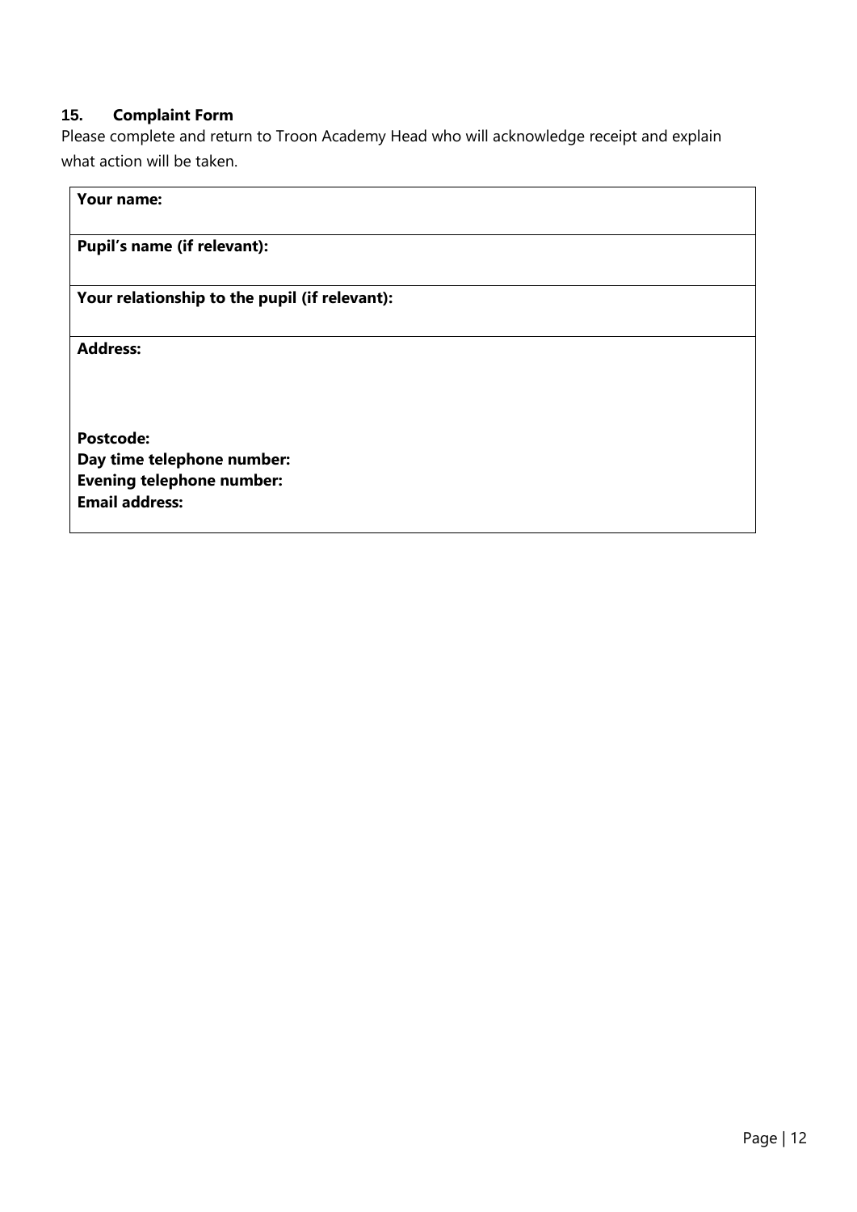## 15. Complaint Form

Please complete and return to Troon Academy Head who will acknowledge receipt and explain what action will be taken.

| **Your name:** |
|---|
| **Pupil's name (if relevant):** |
| **Your relationship to the pupil (if relevant):** |
| **Address:**<br><br><br>**Postcode:**<br>**Day time telephone number:**<br>**Evening telephone number:**<br>**Email address:** |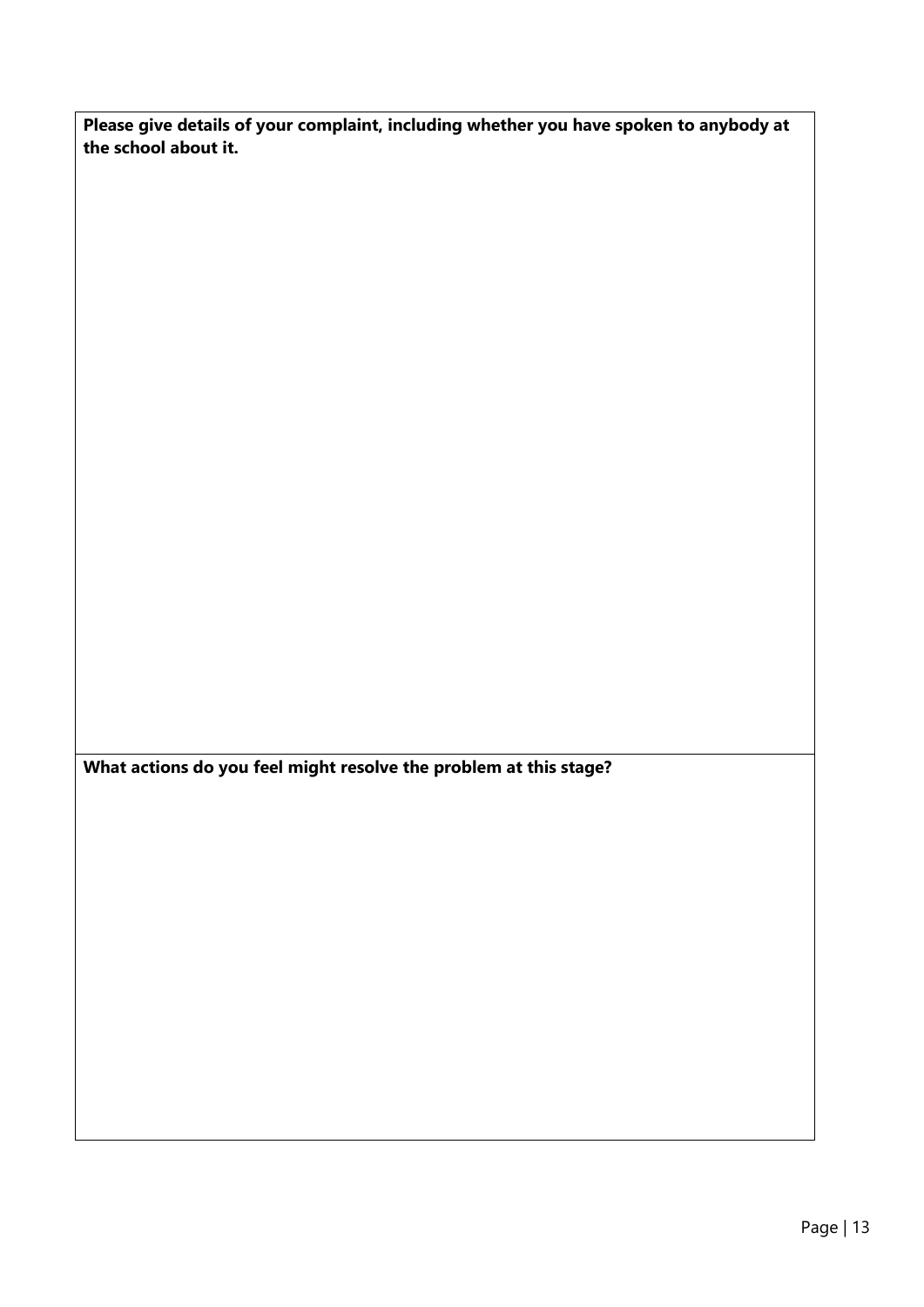| **Please give details of your complaint, including whether you have spoken to anybody at the school about it.** |
| --- |
| |
| **What actions do you feel might resolve the problem at this stage?** |
| |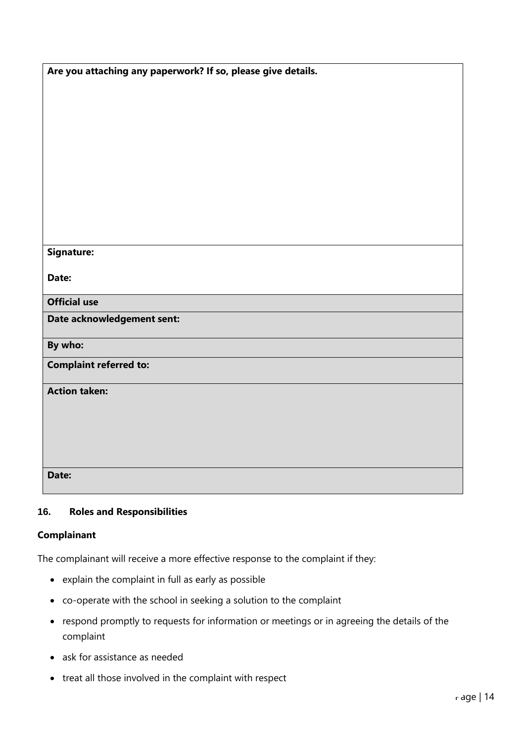| **Are you attaching any paperwork? If so, please give details.** |
|---|
| **Signature:**<br><br>**Date:** |
| **Official use** |
| **Date acknowledgement sent:** |
| **By who:** |
| **Complaint referred to:** |
| **Action taken:** |
| **Date:** |

## 16. Roles and Responsibilities

### Complainant

The complainant will receive a more effective response to the complaint if they:

- explain the complaint in full as early as possible
- co-operate with the school in seeking a solution to the complaint
- respond promptly to requests for information or meetings or in agreeing the details of the complaint
- ask for assistance as needed
- treat all those involved in the complaint with respect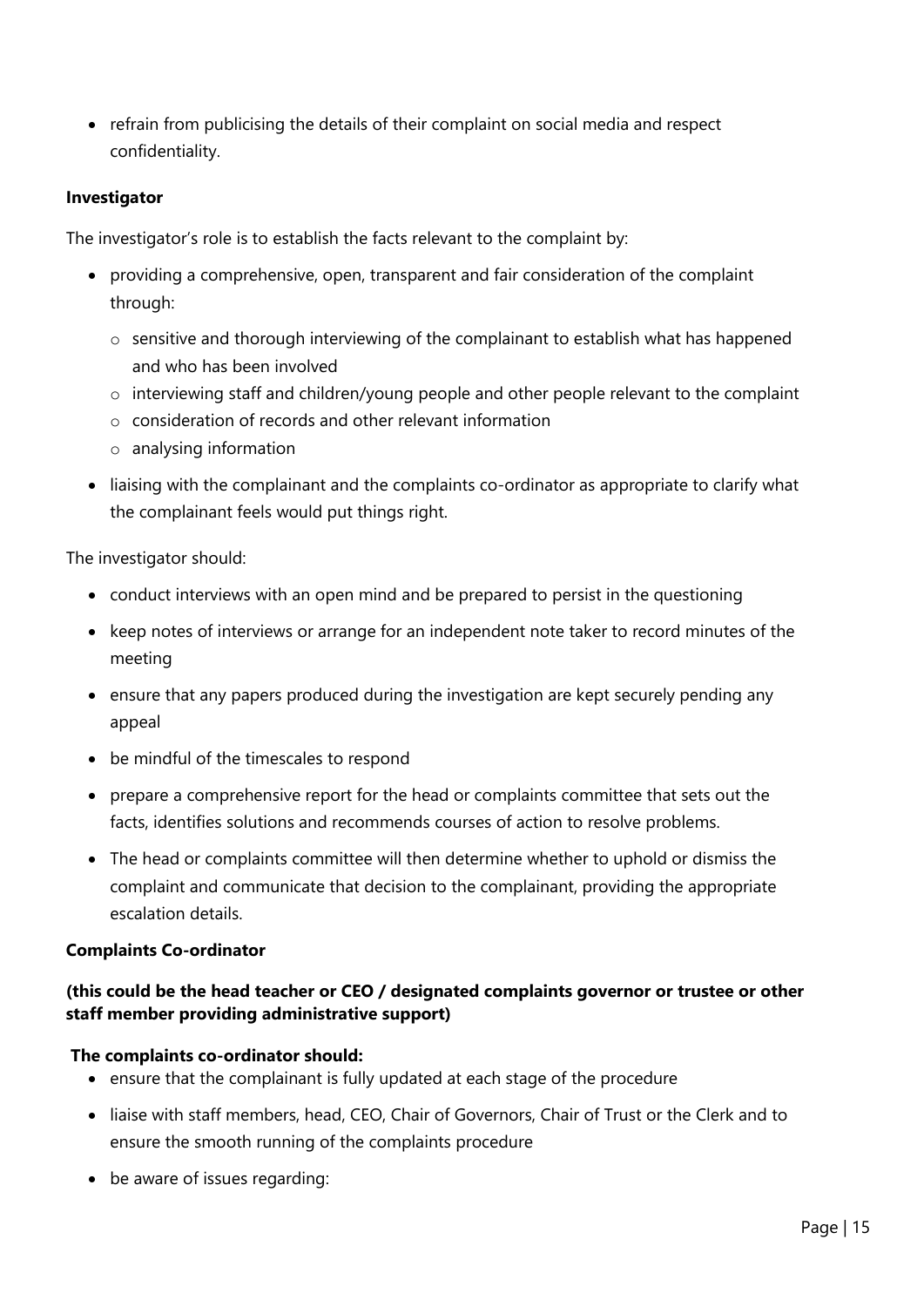- refrain from publicising the details of their complaint on social media and respect confidentiality.

**Investigator**

The investigator's role is to establish the facts relevant to the complaint by:

- providing a comprehensive, open, transparent and fair consideration of the complaint through:
    - sensitive and thorough interviewing of the complainant to establish what has happened and who has been involved
    - interviewing staff and children/young people and other people relevant to the complaint
    - consideration of records and other relevant information
    - analysing information
- liaising with the complainant and the complaints co-ordinator as appropriate to clarify what the complainant feels would put things right.

The investigator should:

- conduct interviews with an open mind and be prepared to persist in the questioning
- keep notes of interviews or arrange for an independent note taker to record minutes of the meeting
- ensure that any papers produced during the investigation are kept securely pending any appeal
- be mindful of the timescales to respond
- prepare a comprehensive report for the head or complaints committee that sets out the facts, identifies solutions and recommends courses of action to resolve problems.
- The head or complaints committee will then determine whether to uphold or dismiss the complaint and communicate that decision to the complainant, providing the appropriate escalation details.

**Complaints Co-ordinator**

**(this could be the head teacher or CEO / designated complaints governor or trustee or other staff member providing administrative support)**

**The complaints co-ordinator should:**

- ensure that the complainant is fully updated at each stage of the procedure
- liaise with staff members, head, CEO, Chair of Governors, Chair of Trust or the Clerk and to ensure the smooth running of the complaints procedure
- be aware of issues regarding: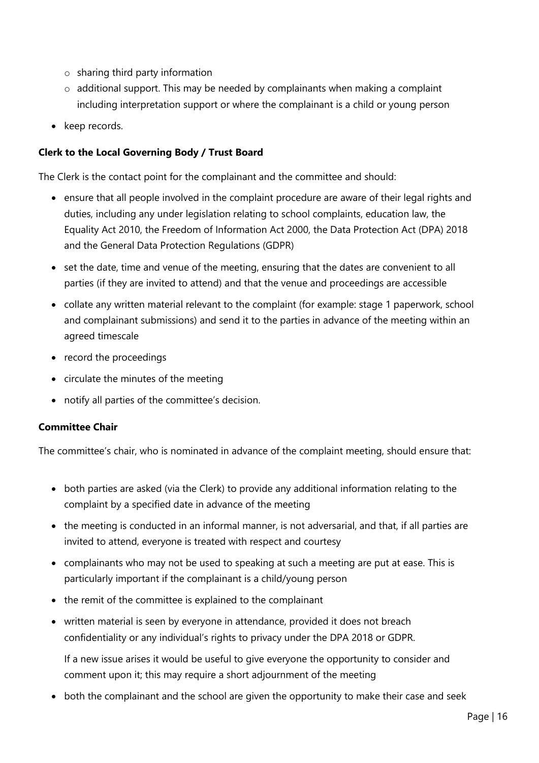- sharing third party information
  - additional support. This may be needed by complainants when making a complaint including interpretation support or where the complainant is a child or young person
- keep records.

**Clerk to the Local Governing Body / Trust Board**

The Clerk is the contact point for the complainant and the committee and should:

- ensure that all people involved in the complaint procedure are aware of their legal rights and duties, including any under legislation relating to school complaints, education law, the Equality Act 2010, the Freedom of Information Act 2000, the Data Protection Act (DPA) 2018 and the General Data Protection Regulations (GDPR)
- set the date, time and venue of the meeting, ensuring that the dates are convenient to all parties (if they are invited to attend) and that the venue and proceedings are accessible
- collate any written material relevant to the complaint (for example: stage 1 paperwork, school and complainant submissions) and send it to the parties in advance of the meeting within an agreed timescale
- record the proceedings
- circulate the minutes of the meeting
- notify all parties of the committee's decision.

**Committee Chair**

The committee's chair, who is nominated in advance of the complaint meeting, should ensure that:

- both parties are asked (via the Clerk) to provide any additional information relating to the complaint by a specified date in advance of the meeting
- the meeting is conducted in an informal manner, is not adversarial, and that, if all parties are invited to attend, everyone is treated with respect and courtesy
- complainants who may not be used to speaking at such a meeting are put at ease. This is particularly important if the complainant is a child/young person
- the remit of the committee is explained to the complainant
- written material is seen by everyone in attendance, provided it does not breach confidentiality or any individual's rights to privacy under the DPA 2018 or GDPR.

  If a new issue arises it would be useful to give everyone the opportunity to consider and comment upon it; this may require a short adjournment of the meeting
- both the complainant and the school are given the opportunity to make their case and seek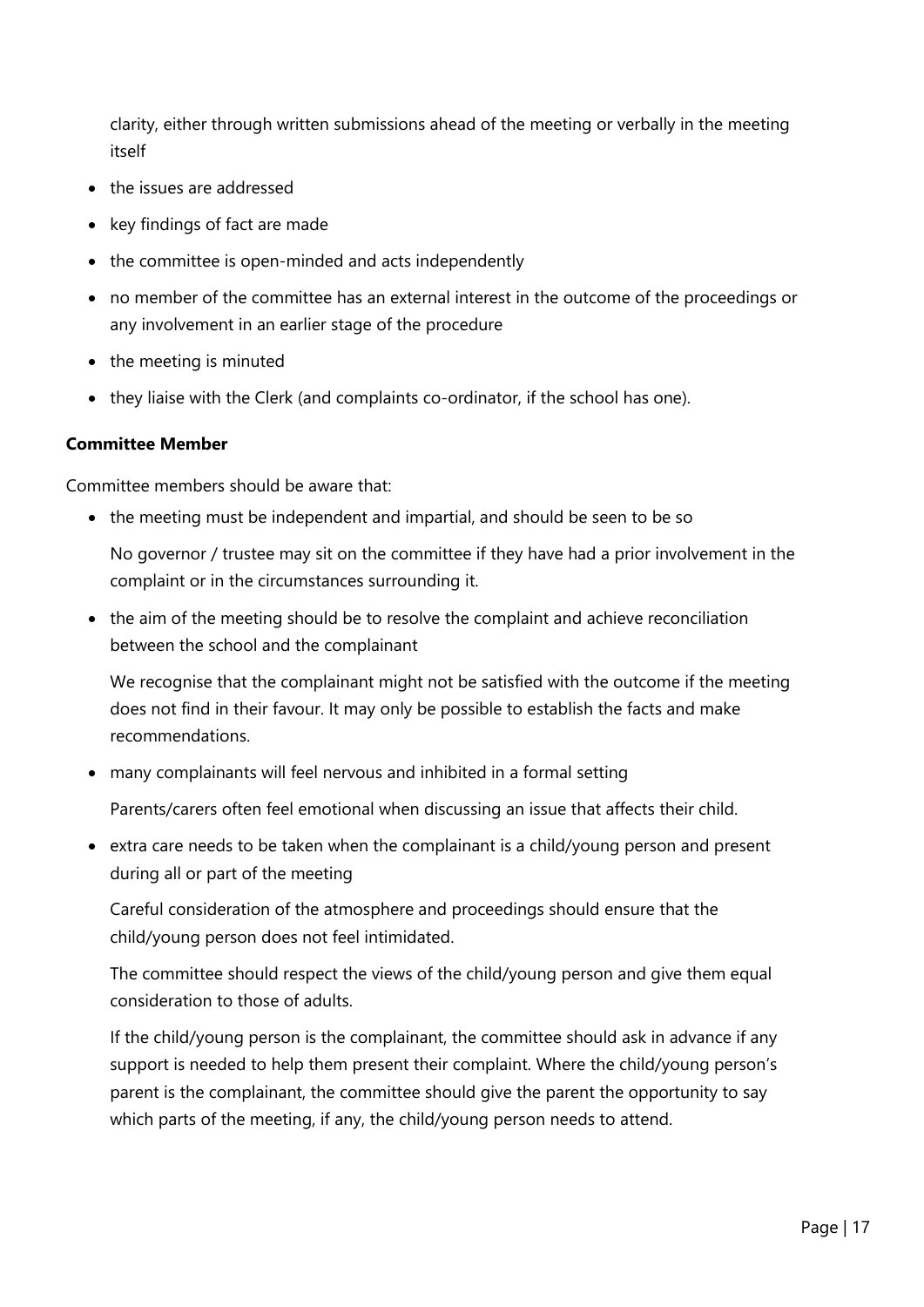clarity, either through written submissions ahead of the meeting or verbally in the meeting itself

- the issues are addressed
- key findings of fact are made
- the committee is open-minded and acts independently
- no member of the committee has an external interest in the outcome of the proceedings or any involvement in an earlier stage of the procedure
- the meeting is minuted
- they liaise with the Clerk (and complaints co-ordinator, if the school has one).

**Committee Member**

Committee members should be aware that:

- the meeting must be independent and impartial, and should be seen to be so

  No governor / trustee may sit on the committee if they have had a prior involvement in the complaint or in the circumstances surrounding it.

- the aim of the meeting should be to resolve the complaint and achieve reconciliation between the school and the complainant

  We recognise that the complainant might not be satisfied with the outcome if the meeting does not find in their favour. It may only be possible to establish the facts and make recommendations.

- many complainants will feel nervous and inhibited in a formal setting

  Parents/carers often feel emotional when discussing an issue that affects their child.

- extra care needs to be taken when the complainant is a child/young person and present during all or part of the meeting

  Careful consideration of the atmosphere and proceedings should ensure that the child/young person does not feel intimidated.

  The committee should respect the views of the child/young person and give them equal consideration to those of adults.

  If the child/young person is the complainant, the committee should ask in advance if any support is needed to help them present their complaint. Where the child/young person's parent is the complainant, the committee should give the parent the opportunity to say which parts of the meeting, if any, the child/young person needs to attend.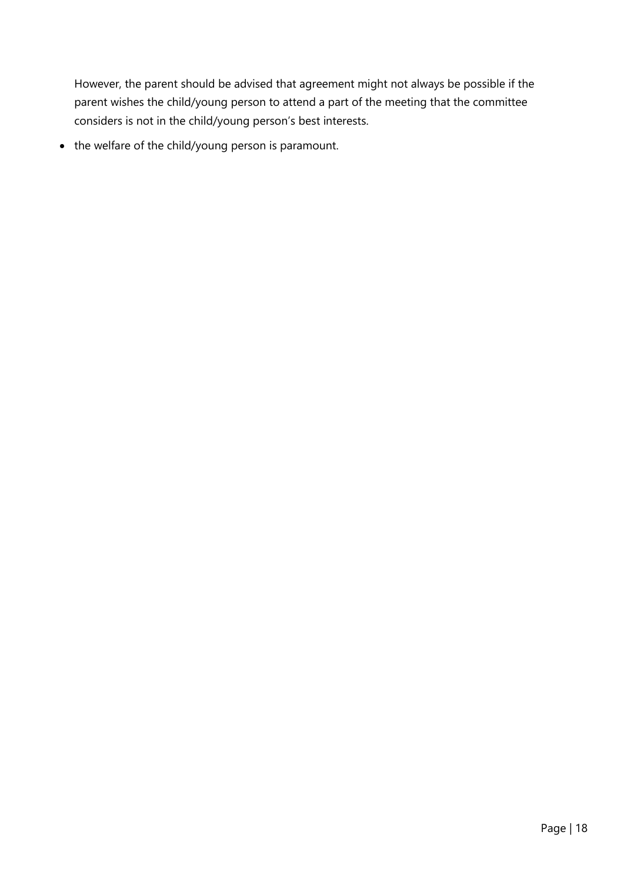However, the parent should be advised that agreement might not always be possible if the parent wishes the child/young person to attend a part of the meeting that the committee considers is not in the child/young person's best interests.

- the welfare of the child/young person is paramount.